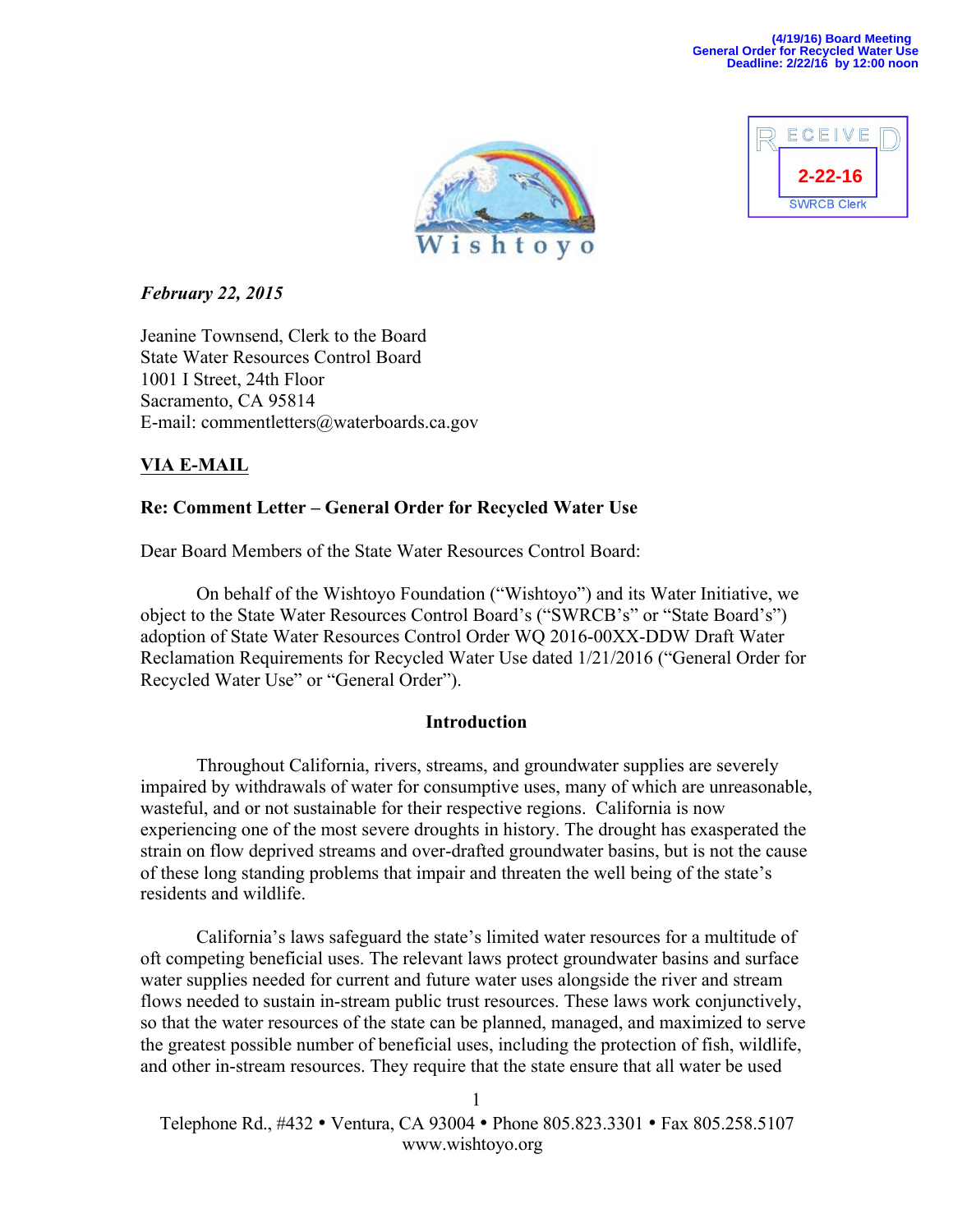(4/19/16) Board Meeting
General Order for Recycled Water Use
Deadline: 2/22/16 by 12:00 noon

RECEIVED
2-22-16
SWRCB Clerk

Wishtoyo

*February 22, 2015*

Jeanine Townsend, Clerk to the Board
State Water Resources Control Board
1001 I Street, 24th Floor
Sacramento, CA 95814
E-mail: commentletters@waterboards.ca.gov

**VIA E-MAIL**

**Re: Comment Letter – General Order for Recycled Water Use**

Dear Board Members of the State Water Resources Control Board:

On behalf of the Wishtoyo Foundation ("Wishtoyo") and its Water Initiative, we object to the State Water Resources Control Board's ("SWRCB's" or "State Board's") adoption of State Water Resources Control Order WQ 2016-00XX-DDW Draft Water Reclamation Requirements for Recycled Water Use dated 1/21/2016 ("General Order for Recycled Water Use" or "General Order").

## Introduction

Throughout California, rivers, streams, and groundwater supplies are severely impaired by withdrawals of water for consumptive uses, many of which are unreasonable, wasteful, and or not sustainable for their respective regions. California is now experiencing one of the most severe droughts in history. The drought has exasperated the strain on flow deprived streams and over-drafted groundwater basins, but is not the cause of these long standing problems that impair and threaten the well being of the state's residents and wildlife.

California's laws safeguard the state's limited water resources for a multitude of oft competing beneficial uses. The relevant laws protect groundwater basins and surface water supplies needed for current and future water uses alongside the river and stream flows needed to sustain in-stream public trust resources. These laws work conjunctively, so that the water resources of the state can be planned, managed, and maximized to serve the greatest possible number of beneficial uses, including the protection of fish, wildlife, and other in-stream resources. They require that the state ensure that all water be used

Telephone Rd., #432 • Ventura, CA 93004 • Phone 805.823.3301 • Fax 805.258.5107
www.wishtoyo.org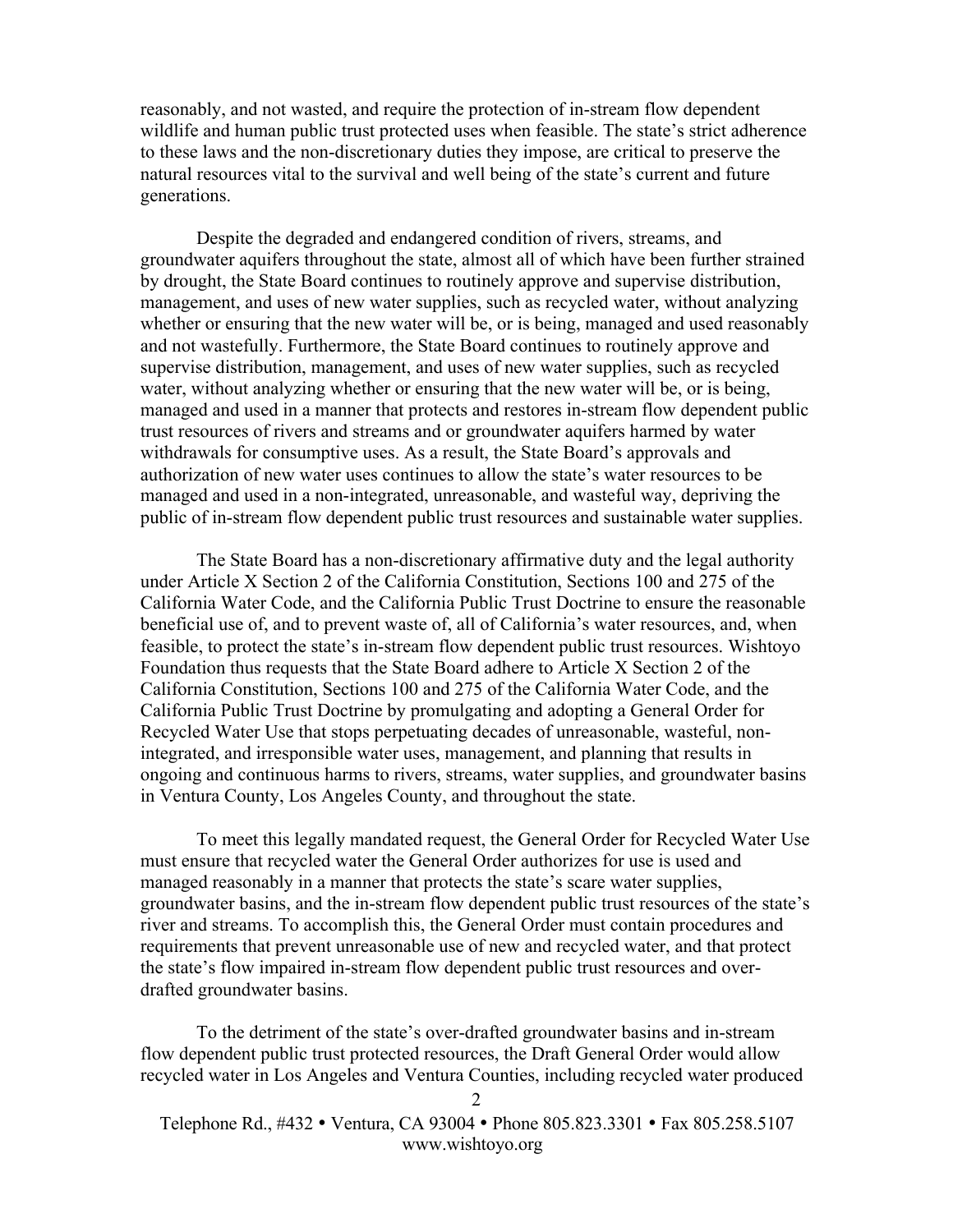reasonably, and not wasted, and require the protection of in-stream flow dependent wildlife and human public trust protected uses when feasible. The state's strict adherence to these laws and the non-discretionary duties they impose, are critical to preserve the natural resources vital to the survival and well being of the state's current and future generations.

Despite the degraded and endangered condition of rivers, streams, and groundwater aquifers throughout the state, almost all of which have been further strained by drought, the State Board continues to routinely approve and supervise distribution, management, and uses of new water supplies, such as recycled water, without analyzing whether or ensuring that the new water will be, or is being, managed and used reasonably and not wastefully. Furthermore, the State Board continues to routinely approve and supervise distribution, management, and uses of new water supplies, such as recycled water, without analyzing whether or ensuring that the new water will be, or is being, managed and used in a manner that protects and restores in-stream flow dependent public trust resources of rivers and streams and or groundwater aquifers harmed by water withdrawals for consumptive uses. As a result, the State Board's approvals and authorization of new water uses continues to allow the state's water resources to be managed and used in a non-integrated, unreasonable, and wasteful way, depriving the public of in-stream flow dependent public trust resources and sustainable water supplies.

The State Board has a non-discretionary affirmative duty and the legal authority under Article X Section 2 of the California Constitution, Sections 100 and 275 of the California Water Code, and the California Public Trust Doctrine to ensure the reasonable beneficial use of, and to prevent waste of, all of California's water resources, and, when feasible, to protect the state's in-stream flow dependent public trust resources. Wishtoyo Foundation thus requests that the State Board adhere to Article X Section 2 of the California Constitution, Sections 100 and 275 of the California Water Code, and the California Public Trust Doctrine by promulgating and adopting a General Order for Recycled Water Use that stops perpetuating decades of unreasonable, wasteful, non-integrated, and irresponsible water uses, management, and planning that results in ongoing and continuous harms to rivers, streams, water supplies, and groundwater basins in Ventura County, Los Angeles County, and throughout the state.

To meet this legally mandated request, the General Order for Recycled Water Use must ensure that recycled water the General Order authorizes for use is used and managed reasonably in a manner that protects the state's scare water supplies, groundwater basins, and the in-stream flow dependent public trust resources of the state's river and streams. To accomplish this, the General Order must contain procedures and requirements that prevent unreasonable use of new and recycled water, and that protect the state's flow impaired in-stream flow dependent public trust resources and over-drafted groundwater basins.

To the detriment of the state's over-drafted groundwater basins and in-stream flow dependent public trust protected resources, the Draft General Order would allow recycled water in Los Angeles and Ventura Counties, including recycled water produced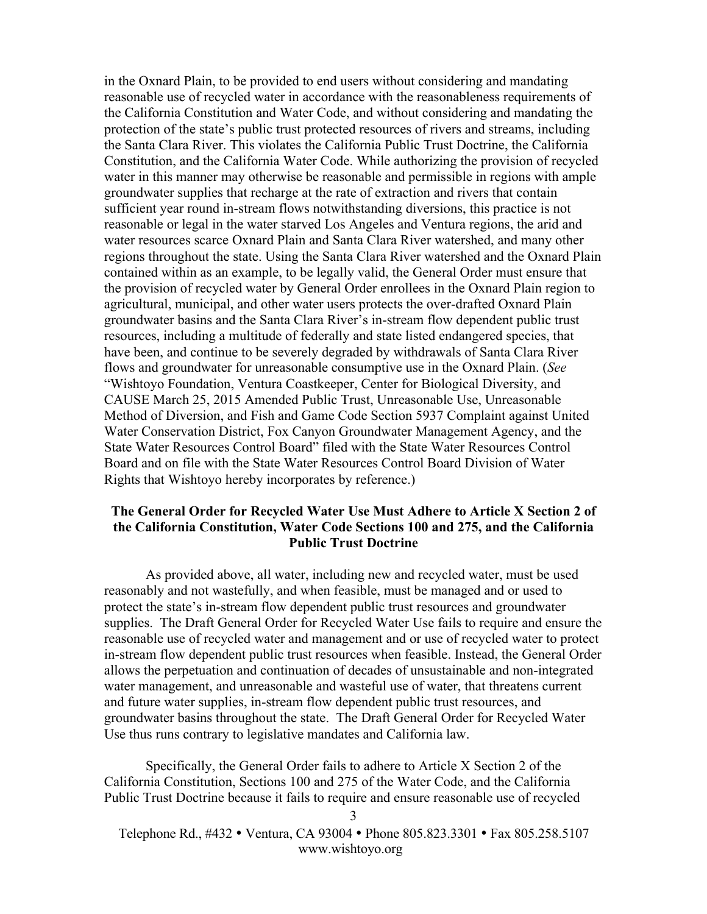in the Oxnard Plain, to be provided to end users without considering and mandating reasonable use of recycled water in accordance with the reasonableness requirements of the California Constitution and Water Code, and without considering and mandating the protection of the state's public trust protected resources of rivers and streams, including the Santa Clara River. This violates the California Public Trust Doctrine, the California Constitution, and the California Water Code. While authorizing the provision of recycled water in this manner may otherwise be reasonable and permissible in regions with ample groundwater supplies that recharge at the rate of extraction and rivers that contain sufficient year round in-stream flows notwithstanding diversions, this practice is not reasonable or legal in the water starved Los Angeles and Ventura regions, the arid and water resources scarce Oxnard Plain and Santa Clara River watershed, and many other regions throughout the state. Using the Santa Clara River watershed and the Oxnard Plain contained within as an example, to be legally valid, the General Order must ensure that the provision of recycled water by General Order enrollees in the Oxnard Plain region to agricultural, municipal, and other water users protects the over-drafted Oxnard Plain groundwater basins and the Santa Clara River's in-stream flow dependent public trust resources, including a multitude of federally and state listed endangered species, that have been, and continue to be severely degraded by withdrawals of Santa Clara River flows and groundwater for unreasonable consumptive use in the Oxnard Plain. (*See* "Wishtoyo Foundation, Ventura Coastkeeper, Center for Biological Diversity, and CAUSE March 25, 2015 Amended Public Trust, Unreasonable Use, Unreasonable Method of Diversion, and Fish and Game Code Section 5937 Complaint against United Water Conservation District, Fox Canyon Groundwater Management Agency, and the State Water Resources Control Board" filed with the State Water Resources Control Board and on file with the State Water Resources Control Board Division of Water Rights that Wishtoyo hereby incorporates by reference.)

**The General Order for Recycled Water Use Must Adhere to Article X Section 2 of the California Constitution, Water Code Sections 100 and 275, and the California Public Trust Doctrine**

As provided above, all water, including new and recycled water, must be used reasonably and not wastefully, and when feasible, must be managed and or used to protect the state's in-stream flow dependent public trust resources and groundwater supplies. The Draft General Order for Recycled Water Use fails to require and ensure the reasonable use of recycled water and management and or use of recycled water to protect in-stream flow dependent public trust resources when feasible. Instead, the General Order allows the perpetuation and continuation of decades of unsustainable and non-integrated water management, and unreasonable and wasteful use of water, that threatens current and future water supplies, in-stream flow dependent public trust resources, and groundwater basins throughout the state. The Draft General Order for Recycled Water Use thus runs contrary to legislative mandates and California law.

Specifically, the General Order fails to adhere to Article X Section 2 of the California Constitution, Sections 100 and 275 of the Water Code, and the California Public Trust Doctrine because it fails to require and ensure reasonable use of recycled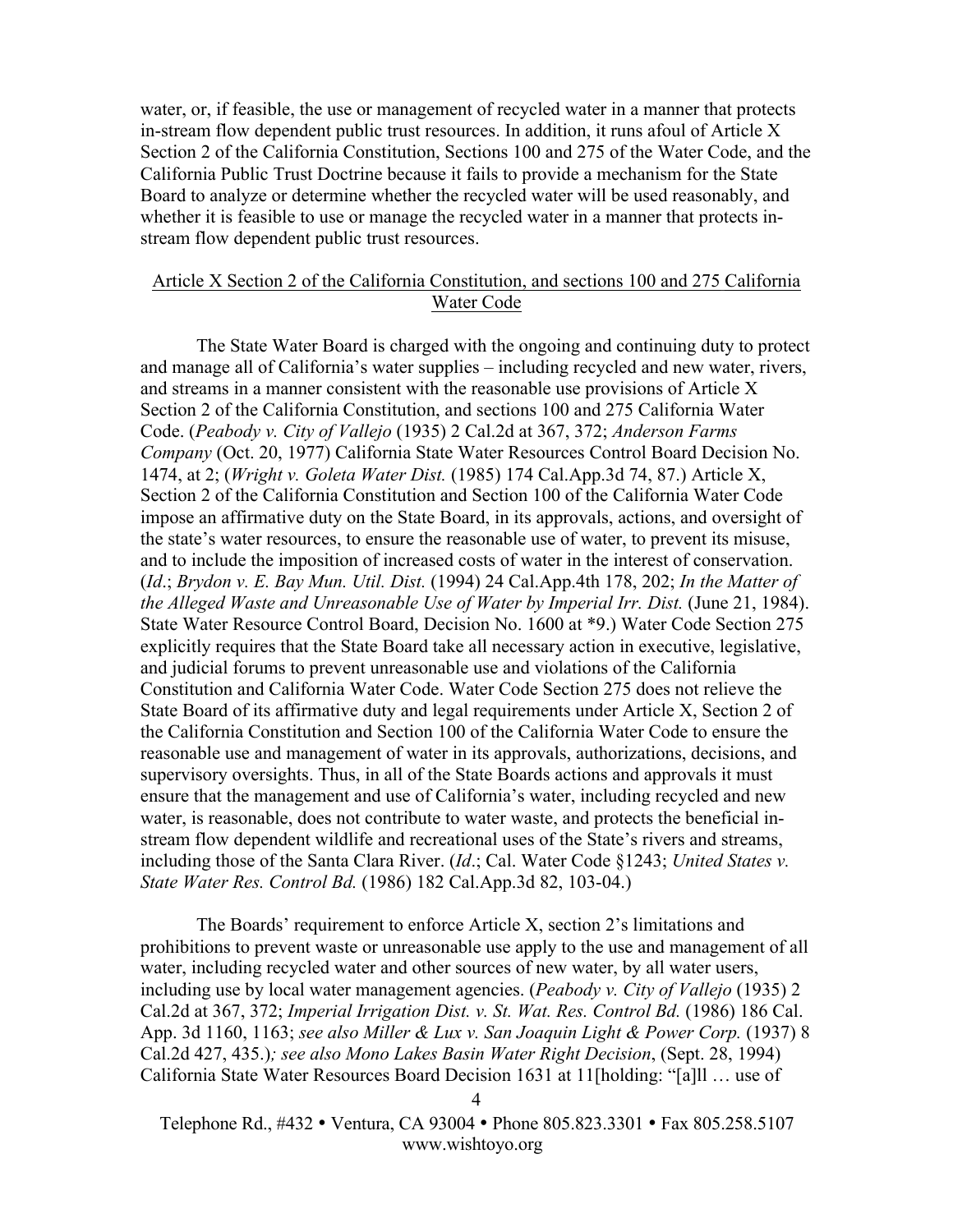water, or, if feasible, the use or management of recycled water in a manner that protects in-stream flow dependent public trust resources. In addition, it runs afoul of Article X Section 2 of the California Constitution, Sections 100 and 275 of the Water Code, and the California Public Trust Doctrine because it fails to provide a mechanism for the State Board to analyze or determine whether the recycled water will be used reasonably, and whether it is feasible to use or manage the recycled water in a manner that protects in-stream flow dependent public trust resources.

<u>Article X Section 2 of the California Constitution, and sections 100 and 275 California Water Code</u>

The State Water Board is charged with the ongoing and continuing duty to protect and manage all of California's water supplies – including recycled and new water, rivers, and streams in a manner consistent with the reasonable use provisions of Article X Section 2 of the California Constitution, and sections 100 and 275 California Water Code. (*Peabody v. City of Vallejo* (1935) 2 Cal.2d at 367, 372; *Anderson Farms Company* (Oct. 20, 1977) California State Water Resources Control Board Decision No. 1474, at 2; (*Wright v. Goleta Water Dist.* (1985) 174 Cal.App.3d 74, 87.) Article X, Section 2 of the California Constitution and Section 100 of the California Water Code impose an affirmative duty on the State Board, in its approvals, actions, and oversight of the state's water resources, to ensure the reasonable use of water, to prevent its misuse, and to include the imposition of increased costs of water in the interest of conservation. (*Id*.; *Brydon v. E. Bay Mun. Util. Dist.* (1994) 24 Cal.App.4th 178, 202; *In the Matter of the Alleged Waste and Unreasonable Use of Water by Imperial Irr. Dist.* (June 21, 1984). State Water Resource Control Board, Decision No. 1600 at *9.) Water Code Section 275 explicitly requires that the State Board take all necessary action in executive, legislative, and judicial forums to prevent unreasonable use and violations of the California Constitution and California Water Code. Water Code Section 275 does not relieve the State Board of its affirmative duty and legal requirements under Article X, Section 2 of the California Constitution and Section 100 of the California Water Code to ensure the reasonable use and management of water in its approvals, authorizations, decisions, and supervisory oversights. Thus, in all of the State Boards actions and approvals it must ensure that the management and use of California's water, including recycled and new water, is reasonable, does not contribute to water waste, and protects the beneficial in-stream flow dependent wildlife and recreational uses of the State's rivers and streams, including those of the Santa Clara River. (*Id*.; Cal. Water Code §1243; *United States v. State Water Res. Control Bd.* (1986) 182 Cal.App.3d 82, 103-04.)

The Boards' requirement to enforce Article X, section 2's limitations and prohibitions to prevent waste or unreasonable use apply to the use and management of all water, including recycled water and other sources of new water, by all water users, including use by local water management agencies. (*Peabody v. City of Vallejo* (1935) 2 Cal.2d at 367, 372; *Imperial Irrigation Dist. v. St. Wat. Res. Control Bd.* (1986) 186 Cal. App. 3d 1160, 1163; *see also Miller & Lux v. San Joaquin Light & Power Corp.* (1937) 8 Cal.2d 427, 435.)*; see also Mono Lakes Basin Water Right Decision*, (Sept. 28, 1994) California State Water Resources Board Decision 1631 at 11[holding: "[a]ll … use of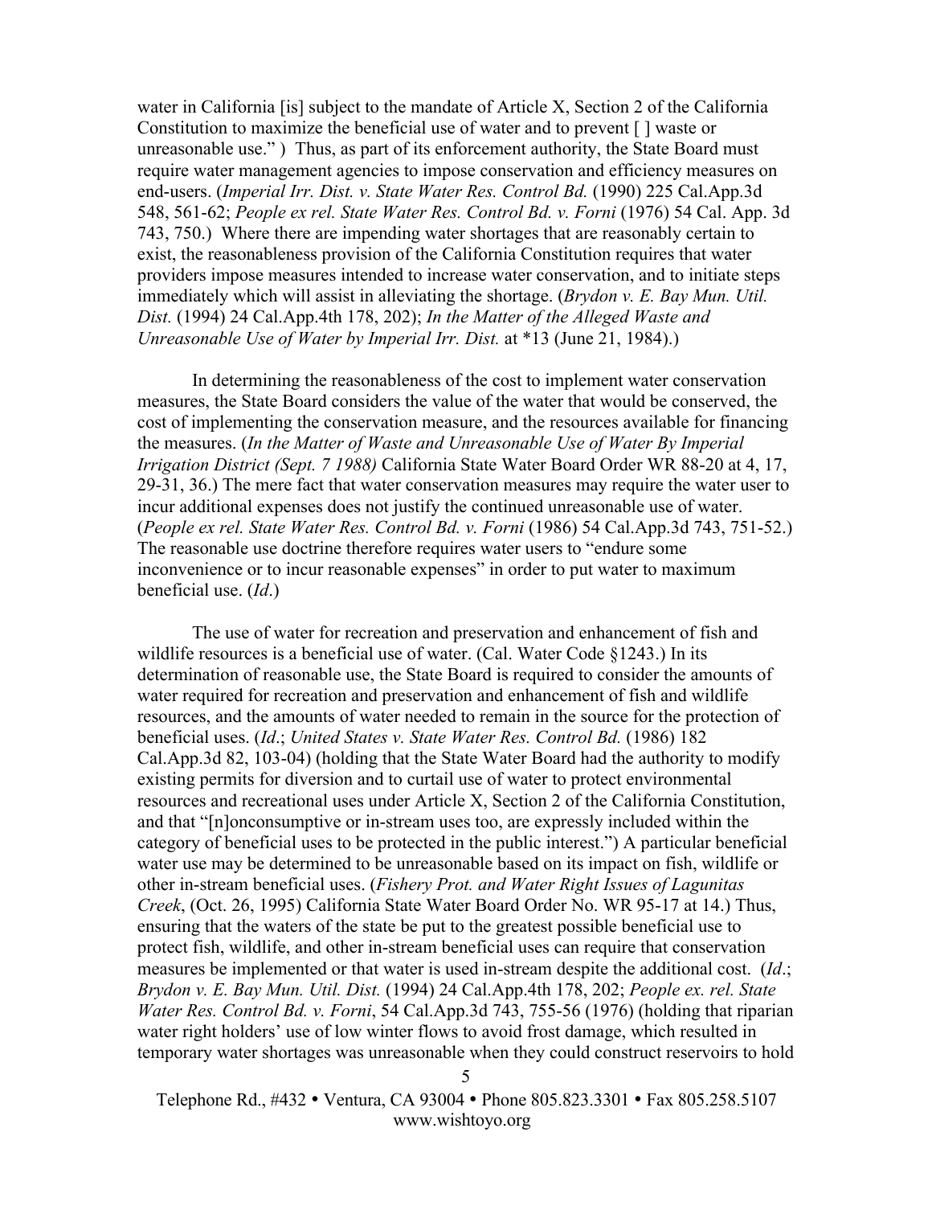water in California [is] subject to the mandate of Article X, Section 2 of the California Constitution to maximize the beneficial use of water and to prevent [ ] waste or unreasonable use." ) Thus, as part of its enforcement authority, the State Board must require water management agencies to impose conservation and efficiency measures on end-users. (*Imperial Irr. Dist. v. State Water Res. Control Bd.* (1990) 225 Cal.App.3d 548, 561-62; *People ex rel. State Water Res. Control Bd. v. Forni* (1976) 54 Cal. App. 3d 743, 750.) Where there are impending water shortages that are reasonably certain to exist, the reasonableness provision of the California Constitution requires that water providers impose measures intended to increase water conservation, and to initiate steps immediately which will assist in alleviating the shortage. (*Brydon v. E. Bay Mun. Util. Dist.* (1994) 24 Cal.App.4th 178, 202); *In the Matter of the Alleged Waste and Unreasonable Use of Water by Imperial Irr. Dist.* at *13 (June 21, 1984).)

In determining the reasonableness of the cost to implement water conservation measures, the State Board considers the value of the water that would be conserved, the cost of implementing the conservation measure, and the resources available for financing the measures. (*In the Matter of Waste and Unreasonable Use of Water By Imperial Irrigation District (Sept. 7 1988)* California State Water Board Order WR 88-20 at 4, 17, 29-31, 36.) The mere fact that water conservation measures may require the water user to incur additional expenses does not justify the continued unreasonable use of water. (*People ex rel. State Water Res. Control Bd. v. Forni* (1986) 54 Cal.App.3d 743, 751-52.) The reasonable use doctrine therefore requires water users to "endure some inconvenience or to incur reasonable expenses" in order to put water to maximum beneficial use. (*Id*.)

The use of water for recreation and preservation and enhancement of fish and wildlife resources is a beneficial use of water. (Cal. Water Code §1243.) In its determination of reasonable use, the State Board is required to consider the amounts of water required for recreation and preservation and enhancement of fish and wildlife resources, and the amounts of water needed to remain in the source for the protection of beneficial uses. (*Id*.; *United States v. State Water Res. Control Bd.* (1986) 182 Cal.App.3d 82, 103-04) (holding that the State Water Board had the authority to modify existing permits for diversion and to curtail use of water to protect environmental resources and recreational uses under Article X, Section 2 of the California Constitution, and that "[n]onconsumptive or in-stream uses too, are expressly included within the category of beneficial uses to be protected in the public interest.") A particular beneficial water use may be determined to be unreasonable based on its impact on fish, wildlife or other in-stream beneficial uses. (*Fishery Prot. and Water Right Issues of Lagunitas Creek*, (Oct. 26, 1995) California State Water Board Order No. WR 95-17 at 14.) Thus, ensuring that the waters of the state be put to the greatest possible beneficial use to protect fish, wildlife, and other in-stream beneficial uses can require that conservation measures be implemented or that water is used in-stream despite the additional cost. (*Id*.; *Brydon v. E. Bay Mun. Util. Dist.* (1994) 24 Cal.App.4th 178, 202; *People ex. rel. State Water Res. Control Bd. v. Forni*, 54 Cal.App.3d 743, 755-56 (1976) (holding that riparian water right holders' use of low winter flows to avoid frost damage, which resulted in temporary water shortages was unreasonable when they could construct reservoirs to hold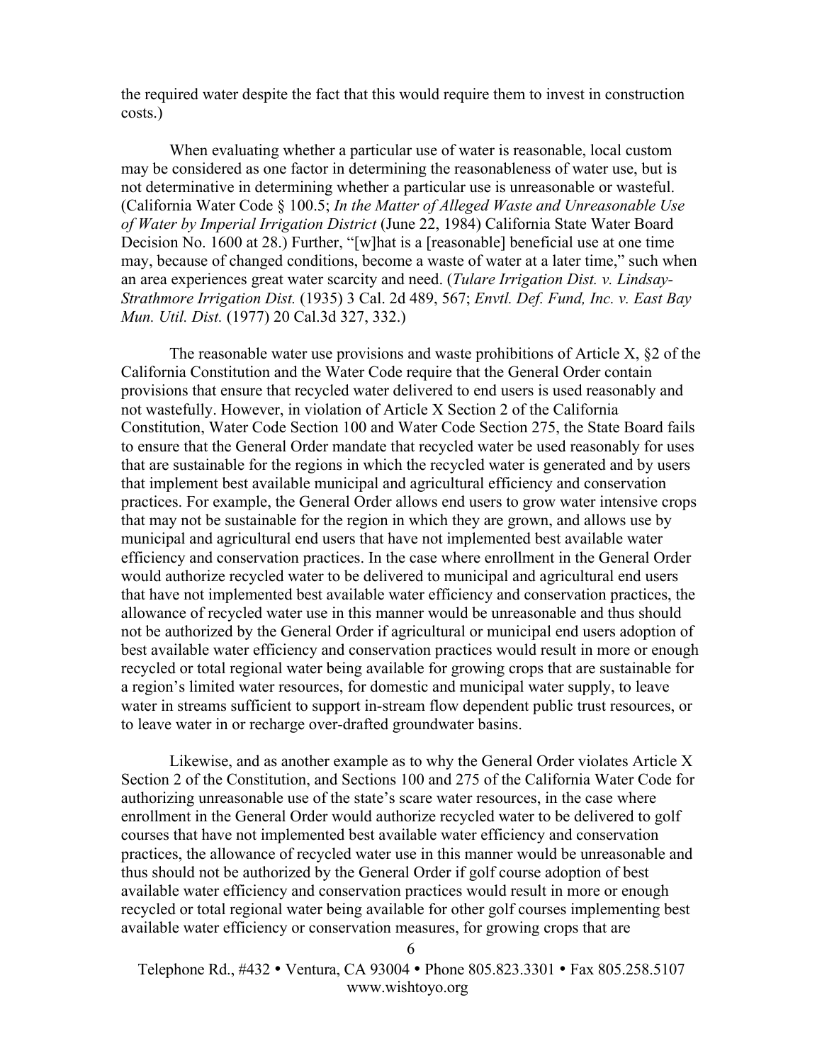the required water despite the fact that this would require them to invest in construction costs.)

When evaluating whether a particular use of water is reasonable, local custom may be considered as one factor in determining the reasonableness of water use, but is not determinative in determining whether a particular use is unreasonable or wasteful. (California Water Code § 100.5; *In the Matter of Alleged Waste and Unreasonable Use of Water by Imperial Irrigation District* (June 22, 1984) California State Water Board Decision No. 1600 at 28.) Further, "[w]hat is a [reasonable] beneficial use at one time may, because of changed conditions, become a waste of water at a later time," such when an area experiences great water scarcity and need. (*Tulare Irrigation Dist. v. Lindsay-Strathmore Irrigation Dist.* (1935) 3 Cal. 2d 489, 567; *Envtl. Def. Fund, Inc. v. East Bay Mun. Util. Dist.* (1977) 20 Cal.3d 327, 332.)

The reasonable water use provisions and waste prohibitions of Article X, §2 of the California Constitution and the Water Code require that the General Order contain provisions that ensure that recycled water delivered to end users is used reasonably and not wastefully. However, in violation of Article X Section 2 of the California Constitution, Water Code Section 100 and Water Code Section 275, the State Board fails to ensure that the General Order mandate that recycled water be used reasonably for uses that are sustainable for the regions in which the recycled water is generated and by users that implement best available municipal and agricultural efficiency and conservation practices. For example, the General Order allows end users to grow water intensive crops that may not be sustainable for the region in which they are grown, and allows use by municipal and agricultural end users that have not implemented best available water efficiency and conservation practices. In the case where enrollment in the General Order would authorize recycled water to be delivered to municipal and agricultural end users that have not implemented best available water efficiency and conservation practices, the allowance of recycled water use in this manner would be unreasonable and thus should not be authorized by the General Order if agricultural or municipal end users adoption of best available water efficiency and conservation practices would result in more or enough recycled or total regional water being available for growing crops that are sustainable for a region's limited water resources, for domestic and municipal water supply, to leave water in streams sufficient to support in-stream flow dependent public trust resources, or to leave water in or recharge over-drafted groundwater basins.

Likewise, and as another example as to why the General Order violates Article X Section 2 of the Constitution, and Sections 100 and 275 of the California Water Code for authorizing unreasonable use of the state's scare water resources, in the case where enrollment in the General Order would authorize recycled water to be delivered to golf courses that have not implemented best available water efficiency and conservation practices, the allowance of recycled water use in this manner would be unreasonable and thus should not be authorized by the General Order if golf course adoption of best available water efficiency and conservation practices would result in more or enough recycled or total regional water being available for other golf courses implementing best available water efficiency or conservation measures, for growing crops that are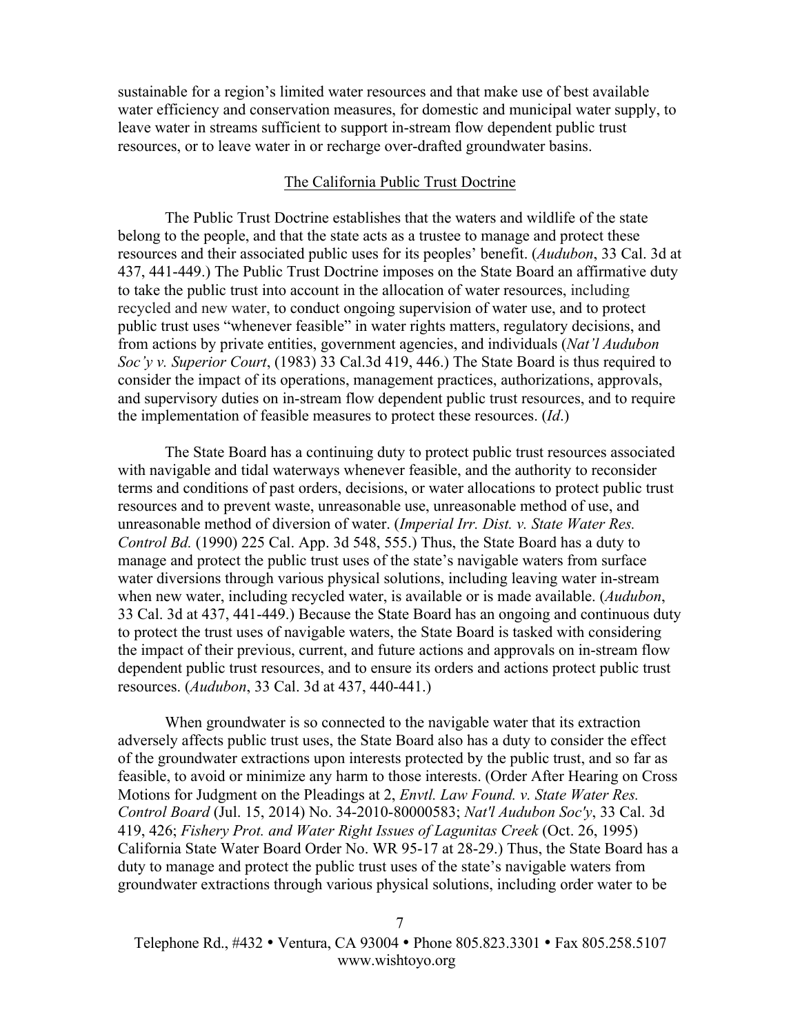sustainable for a region's limited water resources and that make use of best available water efficiency and conservation measures, for domestic and municipal water supply, to leave water in streams sufficient to support in-stream flow dependent public trust resources, or to leave water in or recharge over-drafted groundwater basins.

## The California Public Trust Doctrine

The Public Trust Doctrine establishes that the waters and wildlife of the state belong to the people, and that the state acts as a trustee to manage and protect these resources and their associated public uses for its peoples' benefit. (*Audubon*, 33 Cal. 3d at 437, 441-449.) The Public Trust Doctrine imposes on the State Board an affirmative duty to take the public trust into account in the allocation of water resources, including recycled and new water, to conduct ongoing supervision of water use, and to protect public trust uses "whenever feasible" in water rights matters, regulatory decisions, and from actions by private entities, government agencies, and individuals (*Nat'l Audubon Soc'y v. Superior Court*, (1983) 33 Cal.3d 419, 446.) The State Board is thus required to consider the impact of its operations, management practices, authorizations, approvals, and supervisory duties on in-stream flow dependent public trust resources, and to require the implementation of feasible measures to protect these resources. (*Id*.)

The State Board has a continuing duty to protect public trust resources associated with navigable and tidal waterways whenever feasible, and the authority to reconsider terms and conditions of past orders, decisions, or water allocations to protect public trust resources and to prevent waste, unreasonable use, unreasonable method of use, and unreasonable method of diversion of water. (*Imperial Irr. Dist. v. State Water Res. Control Bd.* (1990) 225 Cal. App. 3d 548, 555.) Thus, the State Board has a duty to manage and protect the public trust uses of the state's navigable waters from surface water diversions through various physical solutions, including leaving water in-stream when new water, including recycled water, is available or is made available. (*Audubon*, 33 Cal. 3d at 437, 441-449.) Because the State Board has an ongoing and continuous duty to protect the trust uses of navigable waters, the State Board is tasked with considering the impact of their previous, current, and future actions and approvals on in-stream flow dependent public trust resources, and to ensure its orders and actions protect public trust resources. (*Audubon*, 33 Cal. 3d at 437, 440-441.)

When groundwater is so connected to the navigable water that its extraction adversely affects public trust uses, the State Board also has a duty to consider the effect of the groundwater extractions upon interests protected by the public trust, and so far as feasible, to avoid or minimize any harm to those interests. (Order After Hearing on Cross Motions for Judgment on the Pleadings at 2, *Envtl. Law Found. v. State Water Res. Control Board* (Jul. 15, 2014) No. 34-2010-80000583; *Nat'l Audubon Soc'y*, 33 Cal. 3d 419, 426; *Fishery Prot. and Water Right Issues of Lagunitas Creek* (Oct. 26, 1995) California State Water Board Order No. WR 95-17 at 28-29.) Thus, the State Board has a duty to manage and protect the public trust uses of the state's navigable waters from groundwater extractions through various physical solutions, including order water to be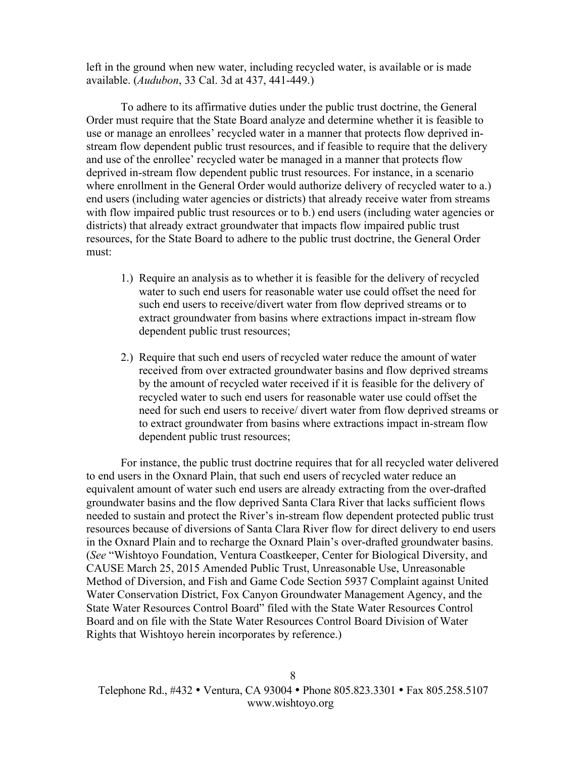left in the ground when new water, including recycled water, is available or is made available. (*Audubon*, 33 Cal. 3d at 437, 441-449.)

To adhere to its affirmative duties under the public trust doctrine, the General Order must require that the State Board analyze and determine whether it is feasible to use or manage an enrollees' recycled water in a manner that protects flow deprived in-stream flow dependent public trust resources, and if feasible to require that the delivery and use of the enrollee' recycled water be managed in a manner that protects flow deprived in-stream flow dependent public trust resources. For instance, in a scenario where enrollment in the General Order would authorize delivery of recycled water to a.) end users (including water agencies or districts) that already receive water from streams with flow impaired public trust resources or to b.) end users (including water agencies or districts) that already extract groundwater that impacts flow impaired public trust resources, for the State Board to adhere to the public trust doctrine, the General Order must:

1.) Require an analysis as to whether it is feasible for the delivery of recycled water to such end users for reasonable water use could offset the need for such end users to receive/divert water from flow deprived streams or to extract groundwater from basins where extractions impact in-stream flow dependent public trust resources;

2.) Require that such end users of recycled water reduce the amount of water received from over extracted groundwater basins and flow deprived streams by the amount of recycled water received if it is feasible for the delivery of recycled water to such end users for reasonable water use could offset the need for such end users to receive/ divert water from flow deprived streams or to extract groundwater from basins where extractions impact in-stream flow dependent public trust resources;

For instance, the public trust doctrine requires that for all recycled water delivered to end users in the Oxnard Plain, that such end users of recycled water reduce an equivalent amount of water such end users are already extracting from the over-drafted groundwater basins and the flow deprived Santa Clara River that lacks sufficient flows needed to sustain and protect the River's in-stream flow dependent protected public trust resources because of diversions of Santa Clara River flow for direct delivery to end users in the Oxnard Plain and to recharge the Oxnard Plain's over-drafted groundwater basins. (*See* "Wishtoyo Foundation, Ventura Coastkeeper, Center for Biological Diversity, and CAUSE March 25, 2015 Amended Public Trust, Unreasonable Use, Unreasonable Method of Diversion, and Fish and Game Code Section 5937 Complaint against United Water Conservation District, Fox Canyon Groundwater Management Agency, and the State Water Resources Control Board" filed with the State Water Resources Control Board and on file with the State Water Resources Control Board Division of Water Rights that Wishtoyo herein incorporates by reference.)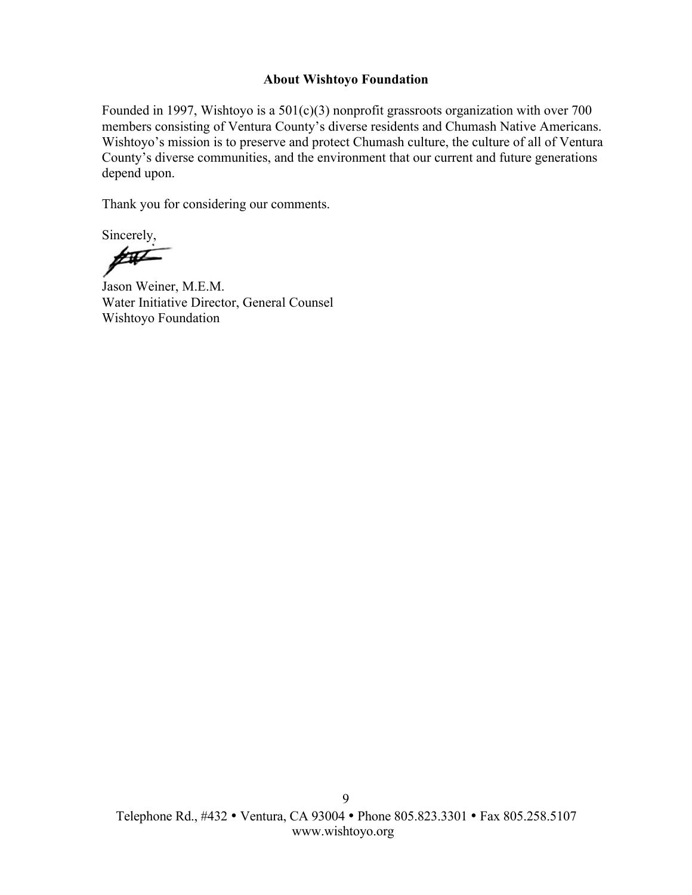**About Wishtoyo Foundation**

Founded in 1997, Wishtoyo is a 501(c)(3) nonprofit grassroots organization with over 700 members consisting of Ventura County's diverse residents and Chumash Native Americans. Wishtoyo's mission is to preserve and protect Chumash culture, the culture of all of Ventura County's diverse communities, and the environment that our current and future generations depend upon.

Thank you for considering our comments.

Sincerely,

Jason Weiner, M.E.M.
Water Initiative Director, General Counsel
Wishtoyo Foundation

Telephone Rd., #432 • Ventura, CA 93004 • Phone 805.823.3301 • Fax 805.258.5107
www.wishtoyo.org